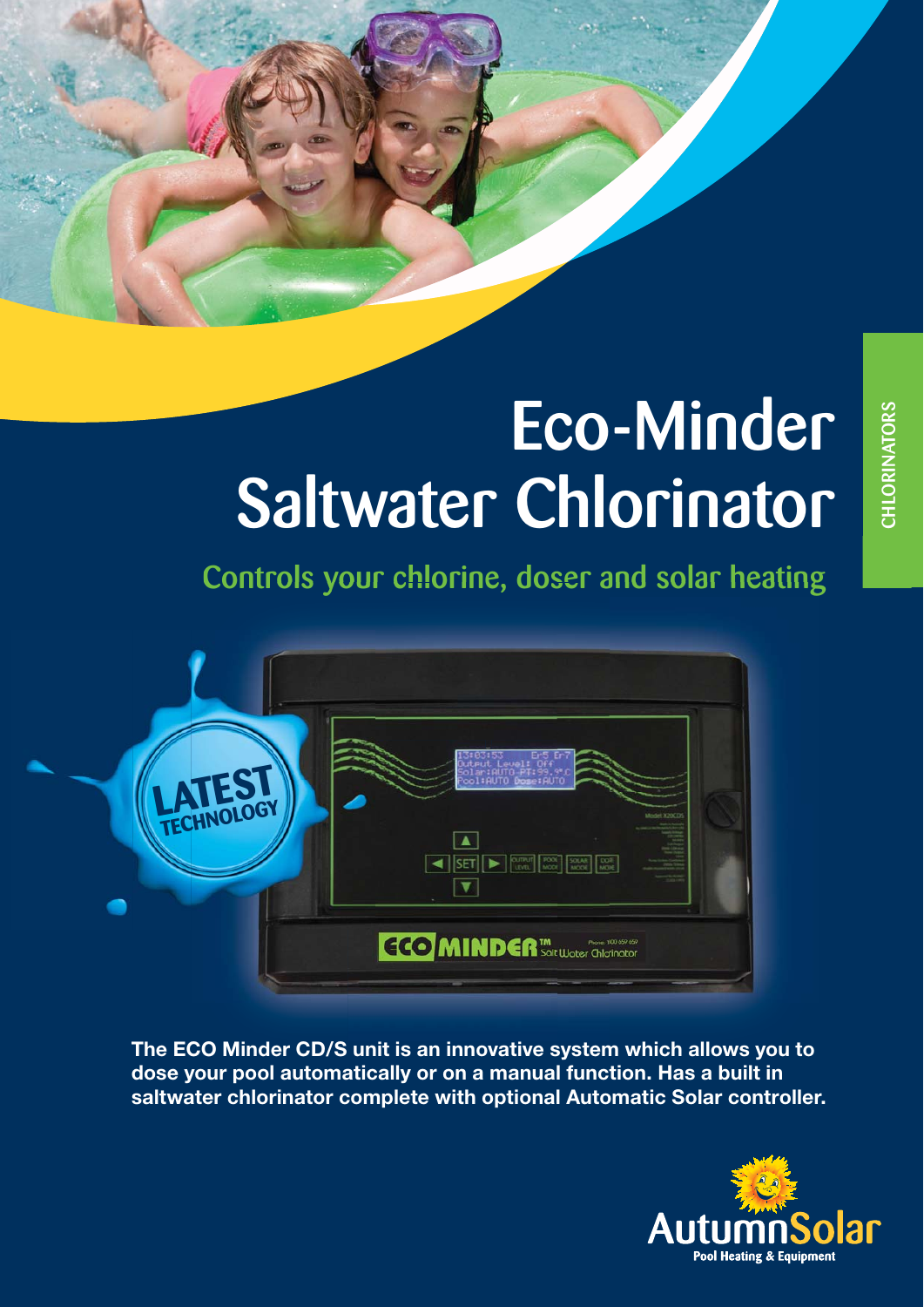CHLORINATORS

# Eco-Minder Saltwater Chlorinator

## Controls your chlorine, doser and solar heating

LATEST TECHNOLOGY

**The ECO Minder CD/S unit is an innovative system which allows you to dose your pool automatically or on a manual function. Has a built in saltwater chlorinator complete with optional Automatic Solar controller.**

AutumnSolar
Pool Heating & Equipment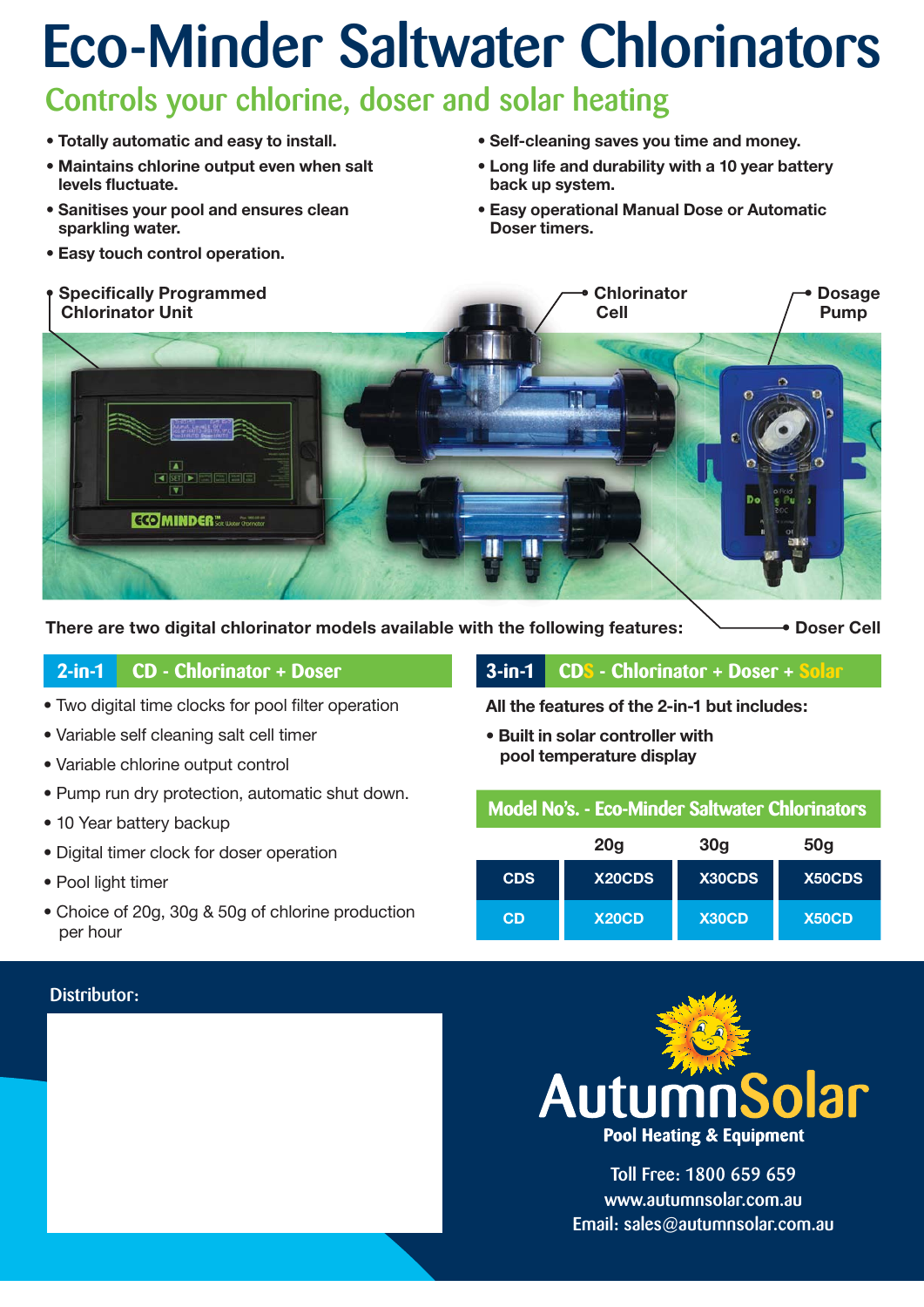# Eco-Minder Saltwater Chlorinators

## Controls your chlorine, doser and solar heating

- Totally automatic and easy to install.
- Maintains chlorine output even when salt levels fluctuate.
- Sanitises your pool and ensures clean sparkling water.
- Easy touch control operation.
- Self-cleaning saves you time and money.
- Long life and durability with a 10 year battery back up system.
- Easy operational Manual Dose or Automatic Doser timers.

Specifically Programmed Chlorinator Unit

Chlorinator Cell

Dosage Pump

Doser Cell

**There are two digital chlorinator models available with the following features:**

### 2-in-1 CD - Chlorinator + Doser

- Two digital time clocks for pool filter operation
- Variable self cleaning salt cell timer
- Variable chlorine output control
- Pump run dry protection, automatic shut down.
- 10 Year battery backup
- Digital timer clock for doser operation
- Pool light timer
- Choice of 20g, 30g & 50g of chlorine production per hour

### 3-in-1 CDS - Chlorinator + Doser + Solar

**All the features of the 2-in-1 but includes:**

- **Built in solar controller with pool temperature display**

### Model No's. - Eco-Minder Saltwater Chlorinators

| | 20g | 30g | 50g |
|---|---|---|---|
| CDS | X20CDS | X30CDS | X50CDS |
| CD | X20CD | X30CD | X50CD |

Distributor:

AutumnSolar
Pool Heating & Equipment

Toll Free: 1800 659 659
www.autumnsolar.com.au
Email: sales@autumnsolar.com.au